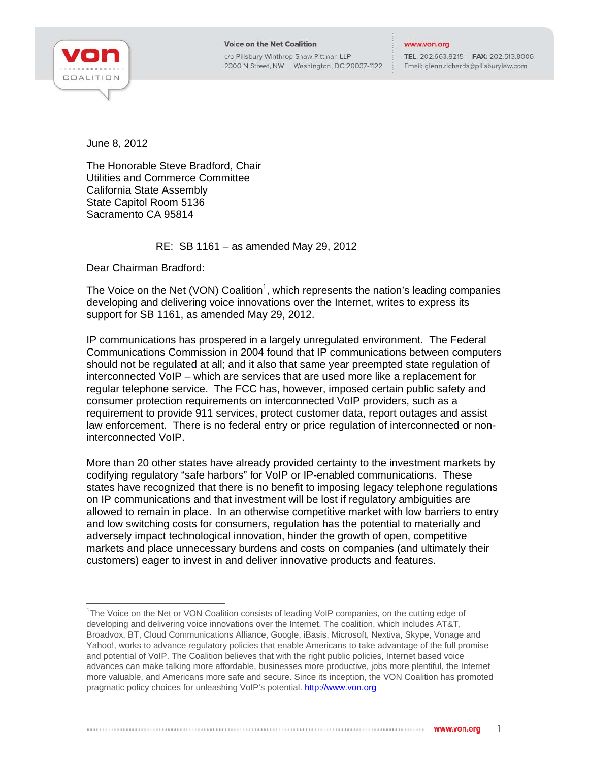Voice on the Net Coalition

c/o Pillsbury Winthrop Shaw Pittman LLP
2300 N Street, NW | Washington, DC 20037-1122

www.von.org

**TEL**: 202.663.8215 | **FAX**: 202.513.8006
Email: glenn.richards@pillsburylaw.com

June 8, 2012

The Honorable Steve Bradford, Chair
Utilities and Commerce Committee
California State Assembly
State Capitol Room 5136
Sacramento CA 95814

RE: SB 1161 – as amended May 29, 2012

Dear Chairman Bradford:

The Voice on the Net (VON) Coalition[1], which represents the nation's leading companies developing and delivering voice innovations over the Internet, writes to express its support for SB 1161, as amended May 29, 2012.

IP communications has prospered in a largely unregulated environment. The Federal Communications Commission in 2004 found that IP communications between computers should not be regulated at all; and it also that same year preempted state regulation of interconnected VoIP – which are services that are used more like a replacement for regular telephone service. The FCC has, however, imposed certain public safety and consumer protection requirements on interconnected VoIP providers, such as a requirement to provide 911 services, protect customer data, report outages and assist law enforcement. There is no federal entry or price regulation of interconnected or non-interconnected VoIP.

More than 20 other states have already provided certainty to the investment markets by codifying regulatory "safe harbors" for VoIP or IP-enabled communications. These states have recognized that there is no benefit to imposing legacy telephone regulations on IP communications and that investment will be lost if regulatory ambiguities are allowed to remain in place. In an otherwise competitive market with low barriers to entry and low switching costs for consumers, regulation has the potential to materially and adversely impact technological innovation, hinder the growth of open, competitive markets and place unnecessary burdens and costs on companies (and ultimately their customers) eager to invest in and deliver innovative products and features.

---

[1]The Voice on the Net or VON Coalition consists of leading VoIP companies, on the cutting edge of developing and delivering voice innovations over the Internet. The coalition, which includes AT&T, Broadvox, BT, Cloud Communications Alliance, Google, iBasis, Microsoft, Nextiva, Skype, Vonage and Yahoo!, works to advance regulatory policies that enable Americans to take advantage of the full promise and potential of VoIP. The Coalition believes that with the right public policies, Internet based voice advances can make talking more affordable, businesses more productive, jobs more plentiful, the Internet more valuable, and Americans more safe and secure. Since its inception, the VON Coalition has promoted pragmatic policy choices for unleashing VoIP's potential. http://www.von.org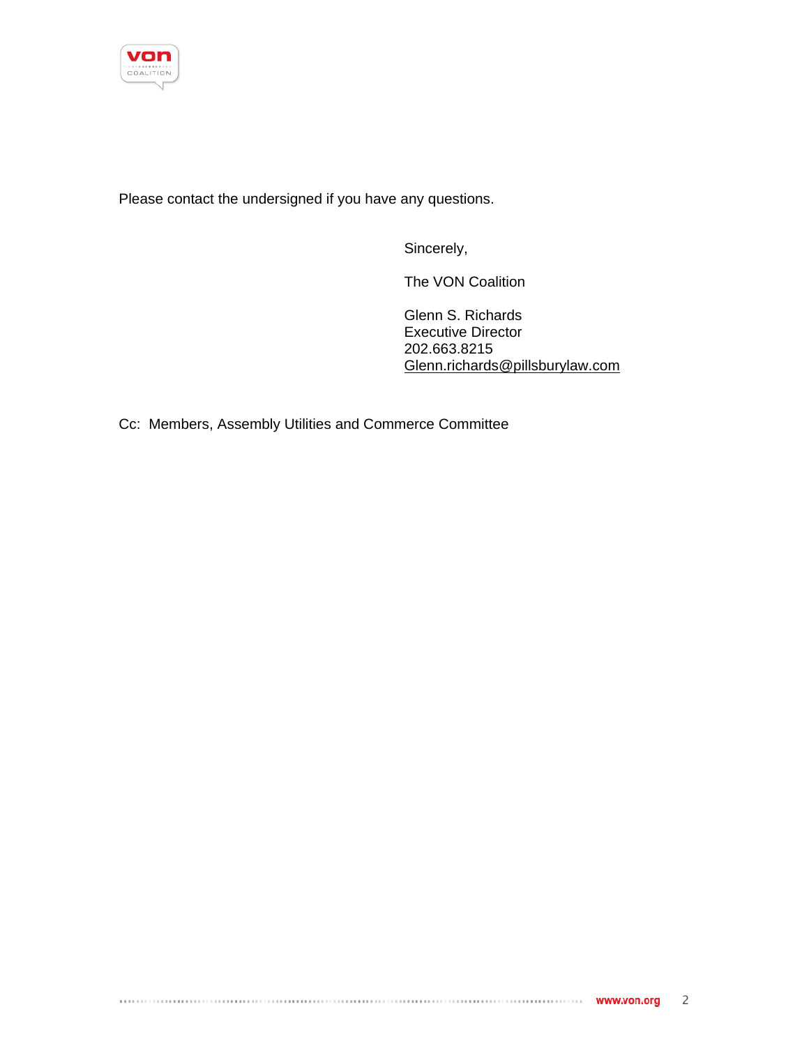Please contact the undersigned if you have any questions.

Sincerely,

The VON Coalition

Glenn S. Richards
Executive Director
202.663.8215
Glenn.richards@pillsburylaw.com

Cc: Members, Assembly Utilities and Commerce Committee